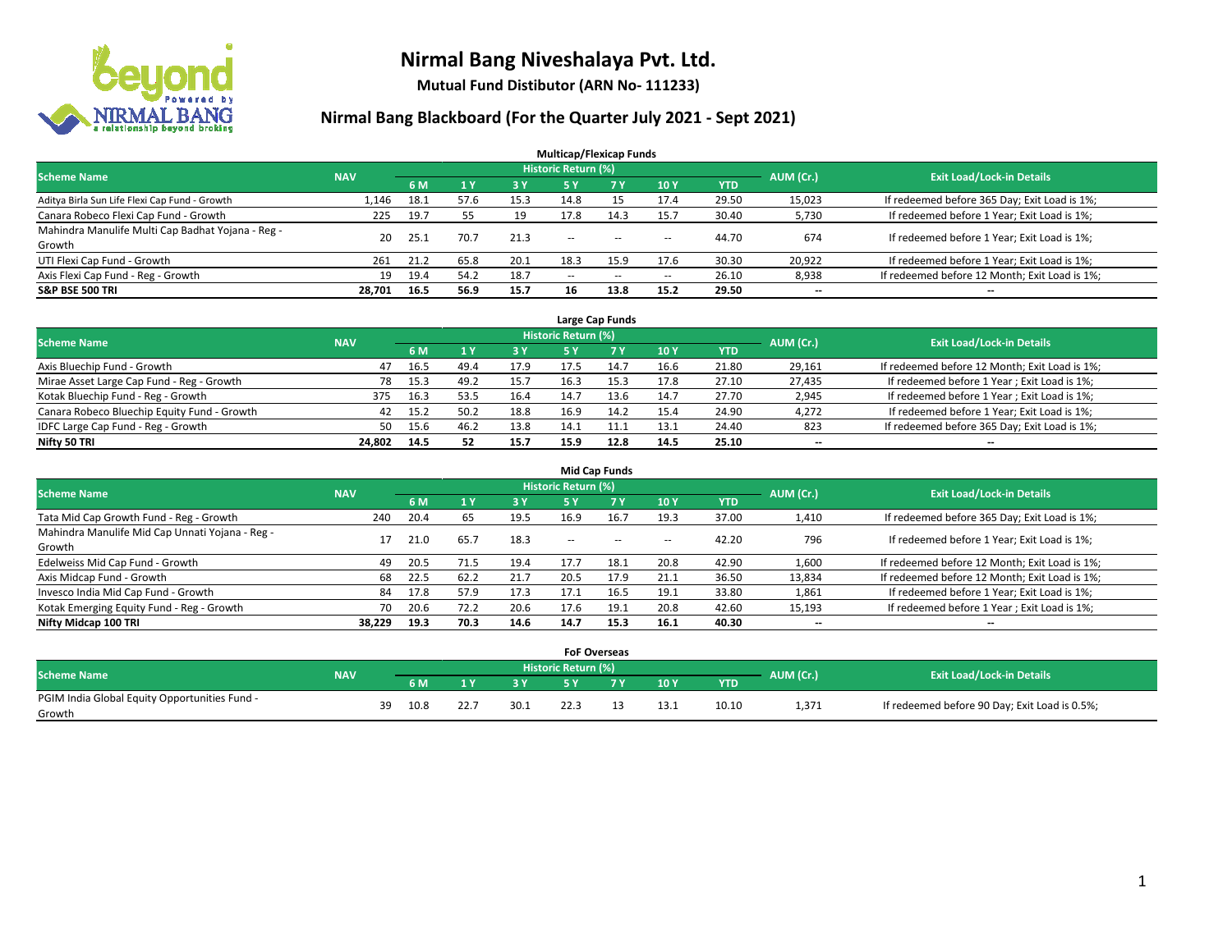# Nirmal Bang Niveshalaya Pvt. Ltd.

**Mutual Fund Distibutor (ARN No- 111233)**

## Nirmal Bang Blackboard (For the Quarter July 2021 - Sept 2021)

### Multicap/Flexicap Funds

| Scheme Name | NAV | Historic Return (%) | | | | | | | AUM (Cr.) | Exit Load/Lock-in Details |
|---|---|---|---|---|---|---|---|---|---|---|
| | | 6 M | 1 Y | 3 Y | 5 Y | 7 Y | 10 Y | YTD | | |
| Aditya Birla Sun Life Flexi Cap Fund - Growth | 1,146 | 18.1 | 57.6 | 15.3 | 14.8 | 15 | 17.4 | 29.50 | 15,023 | If redeemed before 365 Day; Exit Load is 1%; |
| Canara Robeco Flexi Cap Fund - Growth | 225 | 19.7 | 55 | 19 | 17.8 | 14.3 | 15.7 | 30.40 | 5,730 | If redeemed before 1 Year; Exit Load is 1%; |
| Mahindra Manulife Multi Cap Badhat Yojana - Reg - Growth | 20 | 25.1 | 70.7 | 21.3 | -- | -- | -- | 44.70 | 674 | If redeemed before 1 Year; Exit Load is 1%; |
| UTI Flexi Cap Fund - Growth | 261 | 21.2 | 65.8 | 20.1 | 18.3 | 15.9 | 17.6 | 30.30 | 20,922 | If redeemed before 1 Year; Exit Load is 1%; |
| Axis Flexi Cap Fund - Reg - Growth | 19 | 19.4 | 54.2 | 18.7 | -- | -- | -- | 26.10 | 8,938 | If redeemed before 12 Month; Exit Load is 1%; |
| **S&P BSE 500 TRI** | **28,701** | **16.5** | **56.9** | **15.7** | **16** | **13.8** | **15.2** | **29.50** | **--** | **--** |

### Large Cap Funds

| Scheme Name | NAV | Historic Return (%) | | | | | | | AUM (Cr.) | Exit Load/Lock-in Details |
|---|---|---|---|---|---|---|---|---|---|---|
| | | 6 M | 1 Y | 3 Y | 5 Y | 7 Y | 10 Y | YTD | | |
| Axis Bluechip Fund - Growth | 47 | 16.5 | 49.4 | 17.9 | 17.5 | 14.7 | 16.6 | 21.80 | 29,161 | If redeemed before 12 Month; Exit Load is 1%; |
| Mirae Asset Large Cap Fund - Reg - Growth | 78 | 15.3 | 49.2 | 15.7 | 16.3 | 15.3 | 17.8 | 27.10 | 27,435 | If redeemed before 1 Year ; Exit Load is 1%; |
| Kotak Bluechip Fund - Reg - Growth | 375 | 16.3 | 53.5 | 16.4 | 14.7 | 13.6 | 14.7 | 27.70 | 2,945 | If redeemed before 1 Year ; Exit Load is 1%; |
| Canara Robeco Bluechip Equity Fund - Growth | 42 | 15.2 | 50.2 | 18.8 | 16.9 | 14.2 | 15.4 | 24.90 | 4,272 | If redeemed before 1 Year; Exit Load is 1%; |
| IDFC Large Cap Fund - Reg - Growth | 50 | 15.6 | 46.2 | 13.8 | 14.1 | 11.1 | 13.1 | 24.40 | 823 | If redeemed before 365 Day; Exit Load is 1%; |
| **Nifty 50 TRI** | **24,802** | **14.5** | **52** | **15.7** | **15.9** | **12.8** | **14.5** | **25.10** | **--** | **--** |

### Mid Cap Funds

| Scheme Name | NAV | Historic Return (%) | | | | | | | AUM (Cr.) | Exit Load/Lock-in Details |
|---|---|---|---|---|---|---|---|---|---|---|
| | | 6 M | 1 Y | 3 Y | 5 Y | 7 Y | 10 Y | YTD | | |
| Tata Mid Cap Growth Fund - Reg - Growth | 240 | 20.4 | 65 | 19.5 | 16.9 | 16.7 | 19.3 | 37.00 | 1,410 | If redeemed before 365 Day; Exit Load is 1%; |
| Mahindra Manulife Mid Cap Unnati Yojana - Reg - Growth | 17 | 21.0 | 65.7 | 18.3 | -- | -- | -- | 42.20 | 796 | If redeemed before 1 Year; Exit Load is 1%; |
| Edelweiss Mid Cap Fund - Growth | 49 | 20.5 | 71.5 | 19.4 | 17.7 | 18.1 | 20.8 | 42.90 | 1,600 | If redeemed before 12 Month; Exit Load is 1%; |
| Axis Midcap Fund - Growth | 68 | 22.5 | 62.2 | 21.7 | 20.5 | 17.9 | 21.1 | 36.50 | 13,834 | If redeemed before 12 Month; Exit Load is 1%; |
| Invesco India Mid Cap Fund - Growth | 84 | 17.8 | 57.9 | 17.3 | 17.1 | 16.5 | 19.1 | 33.80 | 1,861 | If redeemed before 1 Year; Exit Load is 1%; |
| Kotak Emerging Equity Fund - Reg - Growth | 70 | 20.6 | 72.2 | 20.6 | 17.6 | 19.1 | 20.8 | 42.60 | 15,193 | If redeemed before 1 Year ; Exit Load is 1%; |
| **Nifty Midcap 100 TRI** | **38,229** | **19.3** | **70.3** | **14.6** | **14.7** | **15.3** | **16.1** | **40.30** | **--** | **--** |

### FoF Overseas

| Scheme Name | NAV | Historic Return (%) | | | | | | | AUM (Cr.) | Exit Load/Lock-in Details |
|---|---|---|---|---|---|---|---|---|---|---|
| | | 6 M | 1 Y | 3 Y | 5 Y | 7 Y | 10 Y | YTD | | |
| PGIM India Global Equity Opportunities Fund - Growth | 39 | 10.8 | 22.7 | 30.1 | 22.3 | 13 | 13.1 | 10.10 | 1,371 | If redeemed before 90 Day; Exit Load is 0.5%; |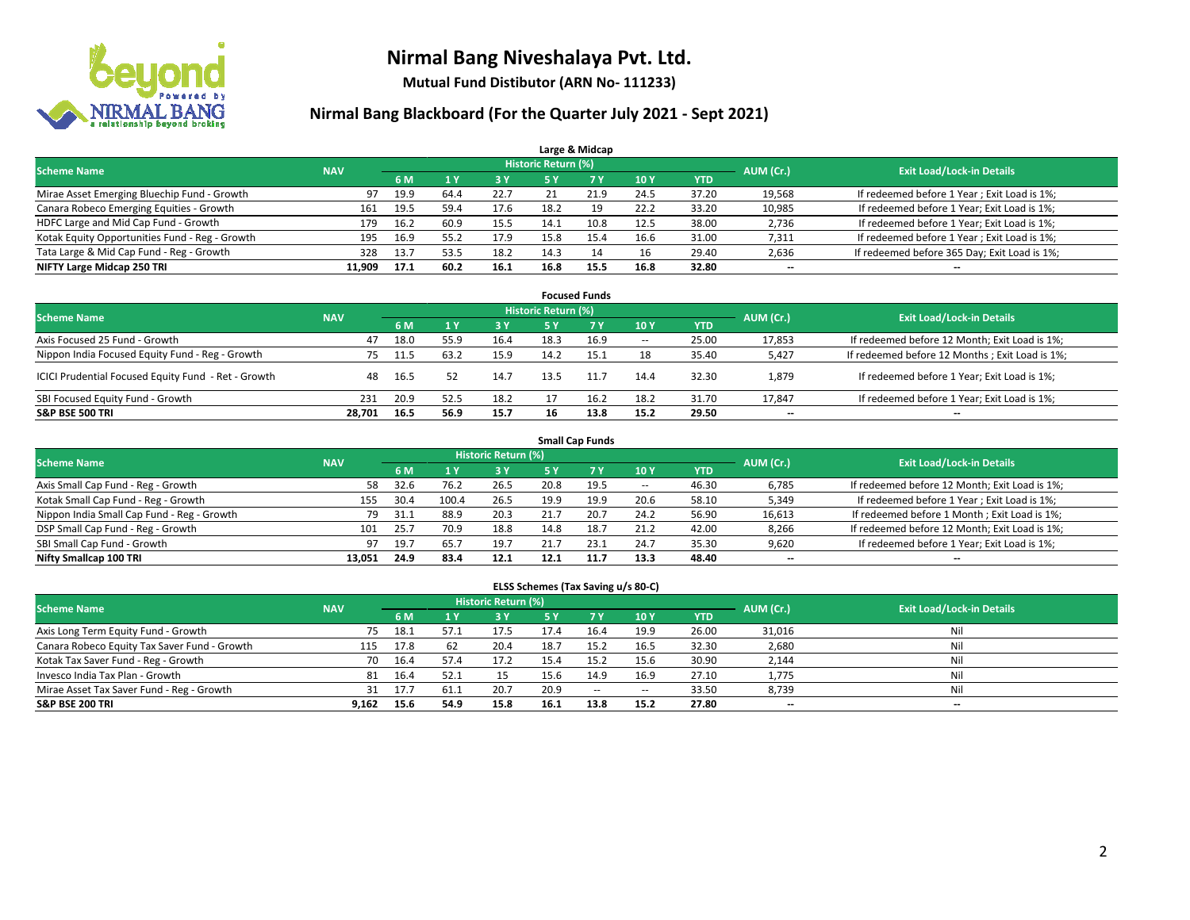# Nirmal Bang Niveshalaya Pvt. Ltd.

**Mutual Fund Distibutor (ARN No- 111233)**

## Nirmal Bang Blackboard (For the Quarter July 2021 - Sept 2021)

### Large & Midcap

| Scheme Name | NAV | Historic Return (%) | | | | | | | AUM (Cr.) | Exit Load/Lock-in Details |
|---|---|---|---|---|---|---|---|---|---|---|
| | | 6 M | 1 Y | 3 Y | 5 Y | 7 Y | 10 Y | YTD | | |
| Mirae Asset Emerging Bluechip Fund - Growth | 97 | 19.9 | 64.4 | 22.7 | 21 | 21.9 | 24.5 | 37.20 | 19,568 | If redeemed before 1 Year ; Exit Load is 1%; |
| Canara Robeco Emerging Equities - Growth | 161 | 19.5 | 59.4 | 17.6 | 18.2 | 19 | 22.2 | 33.20 | 10,985 | If redeemed before 1 Year; Exit Load is 1%; |
| HDFC Large and Mid Cap Fund - Growth | 179 | 16.2 | 60.9 | 15.5 | 14.1 | 10.8 | 12.5 | 38.00 | 2,736 | If redeemed before 1 Year; Exit Load is 1%; |
| Kotak Equity Opportunities Fund - Reg - Growth | 195 | 16.9 | 55.2 | 17.9 | 15.8 | 15.4 | 16.6 | 31.00 | 7,311 | If redeemed before 1 Year ; Exit Load is 1%; |
| Tata Large & Mid Cap Fund - Reg - Growth | 328 | 13.7 | 53.5 | 18.2 | 14.3 | 14 | 16 | 29.40 | 2,636 | If redeemed before 365 Day; Exit Load is 1%; |
| **NIFTY Large Midcap 250 TRI** | **11,909** | **17.1** | **60.2** | **16.1** | **16.8** | **15.5** | **16.8** | **32.80** | **--** | **--** |

### Focused Funds

| Scheme Name | NAV | Historic Return (%) | | | | | | | AUM (Cr.) | Exit Load/Lock-in Details |
|---|---|---|---|---|---|---|---|---|---|---|
| | | 6 M | 1 Y | 3 Y | 5 Y | 7 Y | 10 Y | YTD | | |
| Axis Focused 25 Fund - Growth | 47 | 18.0 | 55.9 | 16.4 | 18.3 | 16.9 | -- | 25.00 | 17,853 | If redeemed before 12 Month; Exit Load is 1%; |
| Nippon India Focused Equity Fund - Reg - Growth | 75 | 11.5 | 63.2 | 15.9 | 14.2 | 15.1 | 18 | 35.40 | 5,427 | If redeemed before 12 Months ; Exit Load is 1%; |
| ICICI Prudential Focused Equity Fund - Ret - Growth | 48 | 16.5 | 52 | 14.7 | 13.5 | 11.7 | 14.4 | 32.30 | 1,879 | If redeemed before 1 Year; Exit Load is 1%; |
| SBI Focused Equity Fund - Growth | 231 | 20.9 | 52.5 | 18.2 | 17 | 16.2 | 18.2 | 31.70 | 17,847 | If redeemed before 1 Year; Exit Load is 1%; |
| **S&P BSE 500 TRI** | **28,701** | **16.5** | **56.9** | **15.7** | **16** | **13.8** | **15.2** | **29.50** | **--** | **--** |

### Small Cap Funds

| Scheme Name | NAV | Historic Return (%) | | | | | | | AUM (Cr.) | Exit Load/Lock-in Details |
|---|---|---|---|---|---|---|---|---|---|---|
| | | 6 M | 1 Y | 3 Y | 5 Y | 7 Y | 10 Y | YTD | | |
| Axis Small Cap Fund - Reg - Growth | 58 | 32.6 | 76.2 | 26.5 | 20.8 | 19.5 | -- | 46.30 | 6,785 | If redeemed before 12 Month; Exit Load is 1%; |
| Kotak Small Cap Fund - Reg - Growth | 155 | 30.4 | 100.4 | 26.5 | 19.9 | 19.9 | 20.6 | 58.10 | 5,349 | If redeemed before 1 Year ; Exit Load is 1%; |
| Nippon India Small Cap Fund - Reg - Growth | 79 | 31.1 | 88.9 | 20.3 | 21.7 | 20.7 | 24.2 | 56.90 | 16,613 | If redeemed before 1 Month ; Exit Load is 1%; |
| DSP Small Cap Fund - Reg - Growth | 101 | 25.7 | 70.9 | 18.8 | 14.8 | 18.7 | 21.2 | 42.00 | 8,266 | If redeemed before 12 Month; Exit Load is 1%; |
| SBI Small Cap Fund - Growth | 97 | 19.7 | 65.7 | 19.7 | 21.7 | 23.1 | 24.7 | 35.30 | 9,620 | If redeemed before 1 Year; Exit Load is 1%; |
| **Nifty Smallcap 100 TRI** | **13,051** | **24.9** | **83.4** | **12.1** | **12.1** | **11.7** | **13.3** | **48.40** | **--** | **--** |

### ELSS Schemes (Tax Saving u/s 80-C)

| Scheme Name | NAV | Historic Return (%) | | | | | | | AUM (Cr.) | Exit Load/Lock-in Details |
|---|---|---|---|---|---|---|---|---|---|---|
| | | 6 M | 1 Y | 3 Y | 5 Y | 7 Y | 10 Y | YTD | | |
| Axis Long Term Equity Fund - Growth | 75 | 18.1 | 57.1 | 17.5 | 17.4 | 16.4 | 19.9 | 26.00 | 31,016 | Nil |
| Canara Robeco Equity Tax Saver Fund - Growth | 115 | 17.8 | 62 | 20.4 | 18.7 | 15.2 | 16.5 | 32.30 | 2,680 | Nil |
| Kotak Tax Saver Fund - Reg - Growth | 70 | 16.4 | 57.4 | 17.2 | 15.4 | 15.2 | 15.6 | 30.90 | 2,144 | Nil |
| Invesco India Tax Plan - Growth | 81 | 16.4 | 52.1 | 15 | 15.6 | 14.9 | 16.9 | 27.10 | 1,775 | Nil |
| Mirae Asset Tax Saver Fund - Reg - Growth | 31 | 17.7 | 61.1 | 20.7 | 20.9 | -- | -- | 33.50 | 8,739 | Nil |
| **S&P BSE 200 TRI** | **9,162** | **15.6** | **54.9** | **15.8** | **16.1** | **13.8** | **15.2** | **27.80** | **--** | **--** |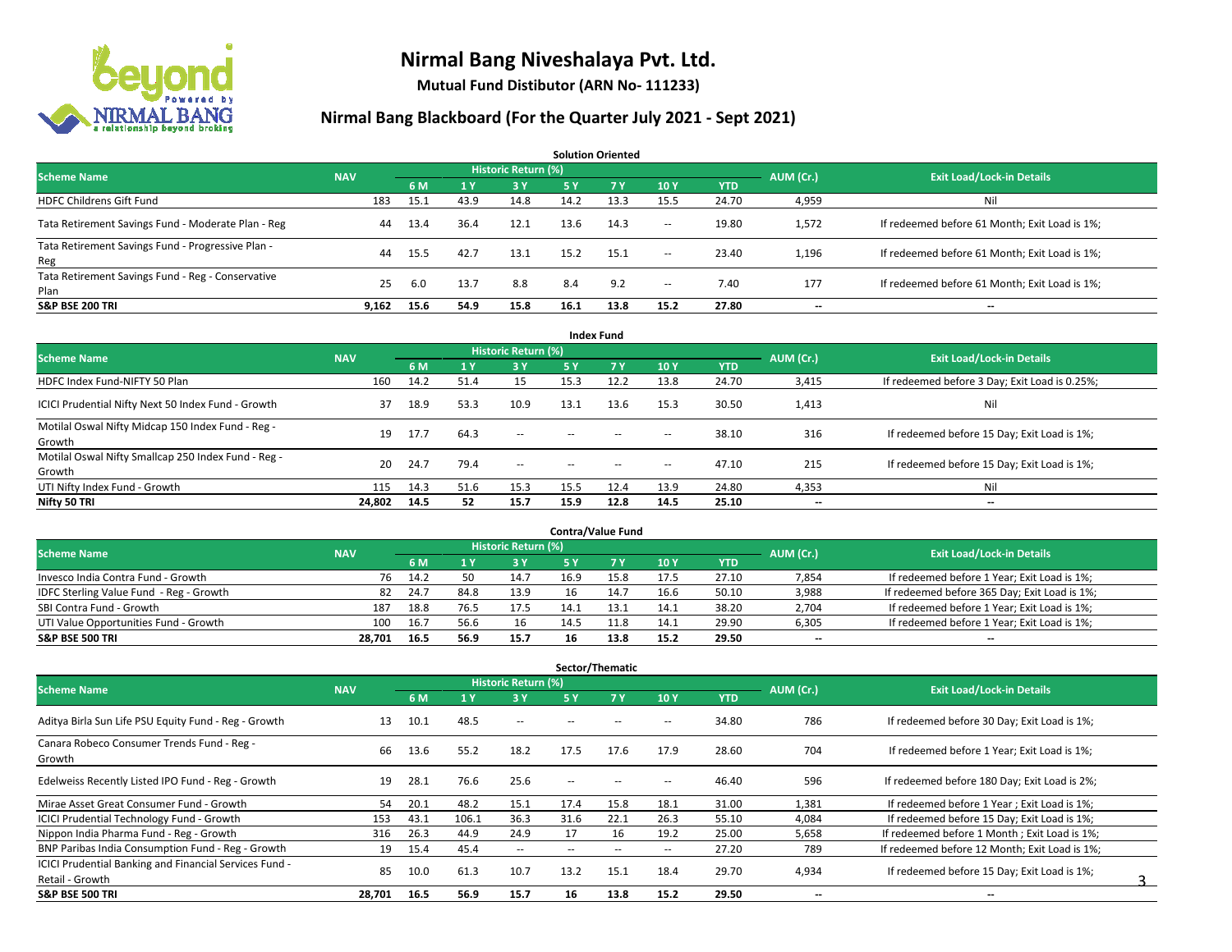# Nirmal Bang Niveshalaya Pvt. Ltd.

**Mutual Fund Distibutor (ARN No- 111233)**

## Nirmal Bang Blackboard (For the Quarter July 2021 - Sept 2021)

### Solution Oriented

| Scheme Name | NAV | Historic Return (%) | | | | | | | AUM (Cr.) | Exit Load/Lock-in Details |
|---|---|---|---|---|---|---|---|---|---|---|
| | | 6 M | 1 Y | 3 Y | 5 Y | 7 Y | 10 Y | YTD | | |
| HDFC Childrens Gift Fund | 183 | 15.1 | 43.9 | 14.8 | 14.2 | 13.3 | 15.5 | 24.70 | 4,959 | Nil |
| Tata Retirement Savings Fund - Moderate Plan - Reg | 44 | 13.4 | 36.4 | 12.1 | 13.6 | 14.3 | -- | 19.80 | 1,572 | If redeemed before 61 Month; Exit Load is 1%; |
| Tata Retirement Savings Fund - Progressive Plan - Reg | 44 | 15.5 | 42.7 | 13.1 | 15.2 | 15.1 | -- | 23.40 | 1,196 | If redeemed before 61 Month; Exit Load is 1%; |
| Tata Retirement Savings Fund - Reg - Conservative Plan | 25 | 6.0 | 13.7 | 8.8 | 8.4 | 9.2 | -- | 7.40 | 177 | If redeemed before 61 Month; Exit Load is 1%; |
| **S&P BSE 200 TRI** | **9,162** | **15.6** | **54.9** | **15.8** | **16.1** | **13.8** | **15.2** | **27.80** | **--** | **--** |

### Index Fund

| Scheme Name | NAV | Historic Return (%) | | | | | | | AUM (Cr.) | Exit Load/Lock-in Details |
|---|---|---|---|---|---|---|---|---|---|---|
| | | 6 M | 1 Y | 3 Y | 5 Y | 7 Y | 10 Y | YTD | | |
| HDFC Index Fund-NIFTY 50 Plan | 160 | 14.2 | 51.4 | 15 | 15.3 | 12.2 | 13.8 | 24.70 | 3,415 | If redeemed before 3 Day; Exit Load is 0.25%; |
| ICICI Prudential Nifty Next 50 Index Fund - Growth | 37 | 18.9 | 53.3 | 10.9 | 13.1 | 13.6 | 15.3 | 30.50 | 1,413 | Nil |
| Motilal Oswal Nifty Midcap 150 Index Fund - Reg - Growth | 19 | 17.7 | 64.3 | -- | -- | -- | -- | 38.10 | 316 | If redeemed before 15 Day; Exit Load is 1%; |
| Motilal Oswal Nifty Smallcap 250 Index Fund - Reg - Growth | 20 | 24.7 | 79.4 | -- | -- | -- | -- | 47.10 | 215 | If redeemed before 15 Day; Exit Load is 1%; |
| UTI Nifty Index Fund - Growth | 115 | 14.3 | 51.6 | 15.3 | 15.5 | 12.4 | 13.9 | 24.80 | 4,353 | Nil |
| **Nifty 50 TRI** | **24,802** | **14.5** | **52** | **15.7** | **15.9** | **12.8** | **14.5** | **25.10** | **--** | **--** |

### Contra/Value Fund

| Scheme Name | NAV | Historic Return (%) | | | | | | | AUM (Cr.) | Exit Load/Lock-in Details |
|---|---|---|---|---|---|---|---|---|---|---|
| | | 6 M | 1 Y | 3 Y | 5 Y | 7 Y | 10 Y | YTD | | |
| Invesco India Contra Fund - Growth | 76 | 14.2 | 50 | 14.7 | 16.9 | 15.8 | 17.5 | 27.10 | 7,854 | If redeemed before 1 Year; Exit Load is 1%; |
| IDFC Sterling Value Fund - Reg - Growth | 82 | 24.7 | 84.8 | 13.9 | 16 | 14.7 | 16.6 | 50.10 | 3,988 | If redeemed before 365 Day; Exit Load is 1%; |
| SBI Contra Fund - Growth | 187 | 18.8 | 76.5 | 17.5 | 14.1 | 13.1 | 14.1 | 38.20 | 2,704 | If redeemed before 1 Year; Exit Load is 1%; |
| UTI Value Opportunities Fund - Growth | 100 | 16.7 | 56.6 | 16 | 14.5 | 11.8 | 14.1 | 29.90 | 6,305 | If redeemed before 1 Year; Exit Load is 1%; |
| **S&P BSE 500 TRI** | **28,701** | **16.5** | **56.9** | **15.7** | **16** | **13.8** | **15.2** | **29.50** | **--** | **--** |

### Sector/Thematic

| Scheme Name | NAV | Historic Return (%) | | | | | | | AUM (Cr.) | Exit Load/Lock-in Details |
|---|---|---|---|---|---|---|---|---|---|---|
| | | 6 M | 1 Y | 3 Y | 5 Y | 7 Y | 10 Y | YTD | | |
| Aditya Birla Sun Life PSU Equity Fund - Reg - Growth | 13 | 10.1 | 48.5 | -- | -- | -- | -- | 34.80 | 786 | If redeemed before 30 Day; Exit Load is 1%; |
| Canara Robeco Consumer Trends Fund - Reg - Growth | 66 | 13.6 | 55.2 | 18.2 | 17.5 | 17.6 | 17.9 | 28.60 | 704 | If redeemed before 1 Year; Exit Load is 1%; |
| Edelweiss Recently Listed IPO Fund - Reg - Growth | 19 | 28.1 | 76.6 | 25.6 | -- | -- | -- | 46.40 | 596 | If redeemed before 180 Day; Exit Load is 2%; |
| Mirae Asset Great Consumer Fund - Growth | 54 | 20.1 | 48.2 | 15.1 | 17.4 | 15.8 | 18.1 | 31.00 | 1,381 | If redeemed before 1 Year ; Exit Load is 1%; |
| ICICI Prudential Technology Fund - Growth | 153 | 43.1 | 106.1 | 36.3 | 31.6 | 22.1 | 26.3 | 55.10 | 4,084 | If redeemed before 15 Day; Exit Load is 1%; |
| Nippon India Pharma Fund - Reg - Growth | 316 | 26.3 | 44.9 | 24.9 | 17 | 16 | 19.2 | 25.00 | 5,658 | If redeemed before 1 Month ; Exit Load is 1%; |
| BNP Paribas India Consumption Fund - Reg - Growth | 19 | 15.4 | 45.4 | -- | -- | -- | -- | 27.20 | 789 | If redeemed before 12 Month; Exit Load is 1%; |
| ICICI Prudential Banking and Financial Services Fund - Retail - Growth | 85 | 10.0 | 61.3 | 10.7 | 13.2 | 15.1 | 18.4 | 29.70 | 4,934 | If redeemed before 15 Day; Exit Load is 1%; |
| **S&P BSE 500 TRI** | **28,701** | **16.5** | **56.9** | **15.7** | **16** | **13.8** | **15.2** | **29.50** | **--** | **--** |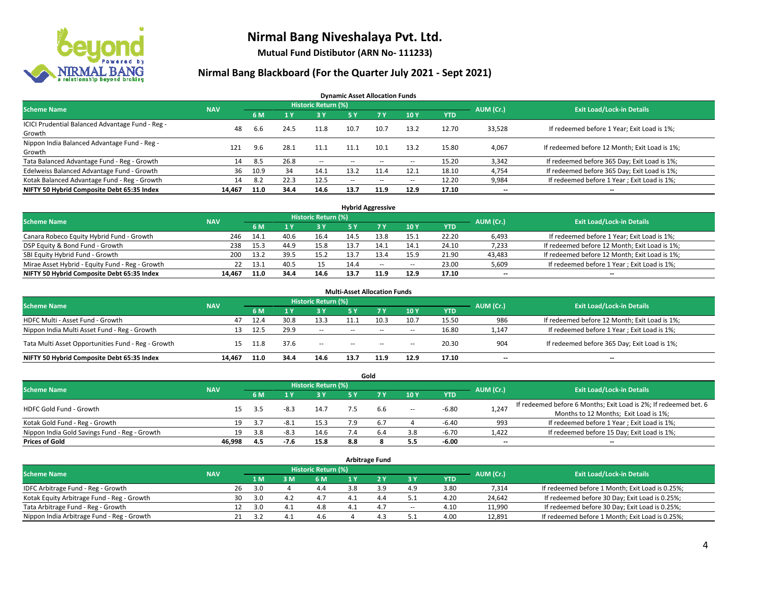# Nirmal Bang Niveshalaya Pvt. Ltd.

**Mutual Fund Distibutor (ARN No- 111233)**

## Nirmal Bang Blackboard (For the Quarter July 2021 - Sept 2021)

### Dynamic Asset Allocation Funds

| Scheme Name | NAV | Historic Return (%) | | | | | | | AUM (Cr.) | Exit Load/Lock-in Details |
|---|---|---|---|---|---|---|---|---|---|---|
| | | 6 M | 1 Y | 3 Y | 5 Y | 7 Y | 10 Y | YTD | | |
| ICICI Prudential Balanced Advantage Fund - Reg - Growth | 48 | 6.6 | 24.5 | 11.8 | 10.7 | 10.7 | 13.2 | 12.70 | 33,528 | If redeemed before 1 Year; Exit Load is 1%; |
| Nippon India Balanced Advantage Fund - Reg - Growth | 121 | 9.6 | 28.1 | 11.1 | 11.1 | 10.1 | 13.2 | 15.80 | 4,067 | If redeemed before 12 Month; Exit Load is 1%; |
| Tata Balanced Advantage Fund - Reg - Growth | 14 | 8.5 | 26.8 | -- | -- | -- | -- | 15.20 | 3,342 | If redeemed before 365 Day; Exit Load is 1%; |
| Edelweiss Balanced Advantage Fund - Growth | 36 | 10.9 | 34 | 14.1 | 13.2 | 11.4 | 12.1 | 18.10 | 4,754 | If redeemed before 365 Day; Exit Load is 1%; |
| Kotak Balanced Advantage Fund - Reg - Growth | 14 | 8.2 | 22.3 | 12.5 | -- | -- | -- | 12.20 | 9,984 | If redeemed before 1 Year ; Exit Load is 1%; |
| **NIFTY 50 Hybrid Composite Debt 65:35 Index** | **14,467** | **11.0** | **34.4** | **14.6** | **13.7** | **11.9** | **12.9** | **17.10** | **--** | **--** |

### Hybrid Aggressive

| Scheme Name | NAV | Historic Return (%) | | | | | | | AUM (Cr.) | Exit Load/Lock-in Details |
|---|---|---|---|---|---|---|---|---|---|---|
| | | 6 M | 1 Y | 3 Y | 5 Y | 7 Y | 10 Y | YTD | | |
| Canara Robeco Equity Hybrid Fund - Growth | 246 | 14.1 | 40.6 | 16.4 | 14.5 | 13.8 | 15.1 | 22.20 | 6,493 | If redeemed before 1 Year; Exit Load is 1%; |
| DSP Equity & Bond Fund - Growth | 238 | 15.3 | 44.9 | 15.8 | 13.7 | 14.1 | 14.1 | 24.10 | 7,233 | If redeemed before 12 Month; Exit Load is 1%; |
| SBI Equity Hybrid Fund - Growth | 200 | 13.2 | 39.5 | 15.2 | 13.7 | 13.4 | 15.9 | 21.90 | 43,483 | If redeemed before 12 Month; Exit Load is 1%; |
| Mirae Asset Hybrid - Equity Fund - Reg - Growth | 22 | 13.1 | 40.5 | 15 | 14.4 | -- | -- | 23.00 | 5,609 | If redeemed before 1 Year ; Exit Load is 1%; |
| **NIFTY 50 Hybrid Composite Debt 65:35 Index** | **14,467** | **11.0** | **34.4** | **14.6** | **13.7** | **11.9** | **12.9** | **17.10** | **--** | **--** |

### Multi-Asset Allocation Funds

| Scheme Name | NAV | Historic Return (%) | | | | | | | AUM (Cr.) | Exit Load/Lock-in Details |
|---|---|---|---|---|---|---|---|---|---|---|
| | | 6 M | 1 Y | 3 Y | 5 Y | 7 Y | 10 Y | YTD | | |
| HDFC Multi - Asset Fund - Growth | 47 | 12.4 | 30.8 | 13.3 | 11.1 | 10.3 | 10.7 | 15.50 | 986 | If redeemed before 12 Month; Exit Load is 1%; |
| Nippon India Multi Asset Fund - Reg - Growth | 13 | 12.5 | 29.9 | -- | -- | -- | -- | 16.80 | 1,147 | If redeemed before 1 Year ; Exit Load is 1%; |
| Tata Multi Asset Opportunities Fund - Reg - Growth | 15 | 11.8 | 37.6 | -- | -- | -- | -- | 20.30 | 904 | If redeemed before 365 Day; Exit Load is 1%; |
| **NIFTY 50 Hybrid Composite Debt 65:35 Index** | **14,467** | **11.0** | **34.4** | **14.6** | **13.7** | **11.9** | **12.9** | **17.10** | **--** | **--** |

### Gold

| Scheme Name | NAV | Historic Return (%) | | | | | | | AUM (Cr.) | Exit Load/Lock-in Details |
|---|---|---|---|---|---|---|---|---|---|---|
| | | 6 M | 1 Y | 3 Y | 5 Y | 7 Y | 10 Y | YTD | | |
| HDFC Gold Fund - Growth | 15 | 3.5 | -8.3 | 14.7 | 7.5 | 6.6 | -- | -6.80 | 1,247 | If redeemed before 6 Months; Exit Load is 2%; If redeemed bet. 6 Months to 12 Months; Exit Load is 1%; |
| Kotak Gold Fund - Reg - Growth | 19 | 3.7 | -8.1 | 15.3 | 7.9 | 6.7 | 4 | -6.40 | 993 | If redeemed before 1 Year ; Exit Load is 1%; |
| Nippon India Gold Savings Fund - Reg - Growth | 19 | 3.8 | -8.3 | 14.6 | 7.4 | 6.4 | 3.8 | -6.70 | 1,422 | If redeemed before 15 Day; Exit Load is 1%; |
| **Prices of Gold** | **46,998** | **4.5** | **-7.6** | **15.8** | **8.8** | **8** | **5.5** | **-6.00** | **--** | **--** |

### Arbitrage Fund

| Scheme Name | NAV | Historic Return (%) | | | | | | | AUM (Cr.) | Exit Load/Lock-in Details |
|---|---|---|---|---|---|---|---|---|---|---|
| | | 1 M | 3 M | 6 M | 1 Y | 2 Y | 3 Y | YTD | | |
| IDFC Arbitrage Fund - Reg - Growth | 26 | 3.0 | 4 | 4.4 | 3.8 | 3.9 | 4.9 | 3.80 | 7,314 | If redeemed before 1 Month; Exit Load is 0.25%; |
| Kotak Equity Arbitrage Fund - Reg - Growth | 30 | 3.0 | 4.2 | 4.7 | 4.1 | 4.4 | 5.1 | 4.20 | 24,642 | If redeemed before 30 Day; Exit Load is 0.25%; |
| Tata Arbitrage Fund - Reg - Growth | 12 | 3.0 | 4.1 | 4.8 | 4.1 | 4.7 | -- | 4.10 | 11,990 | If redeemed before 30 Day; Exit Load is 0.25%; |
| Nippon India Arbitrage Fund - Reg - Growth | 21 | 3.2 | 4.1 | 4.6 | 4 | 4.3 | 5.1 | 4.00 | 12,891 | If redeemed before 1 Month; Exit Load is 0.25%; |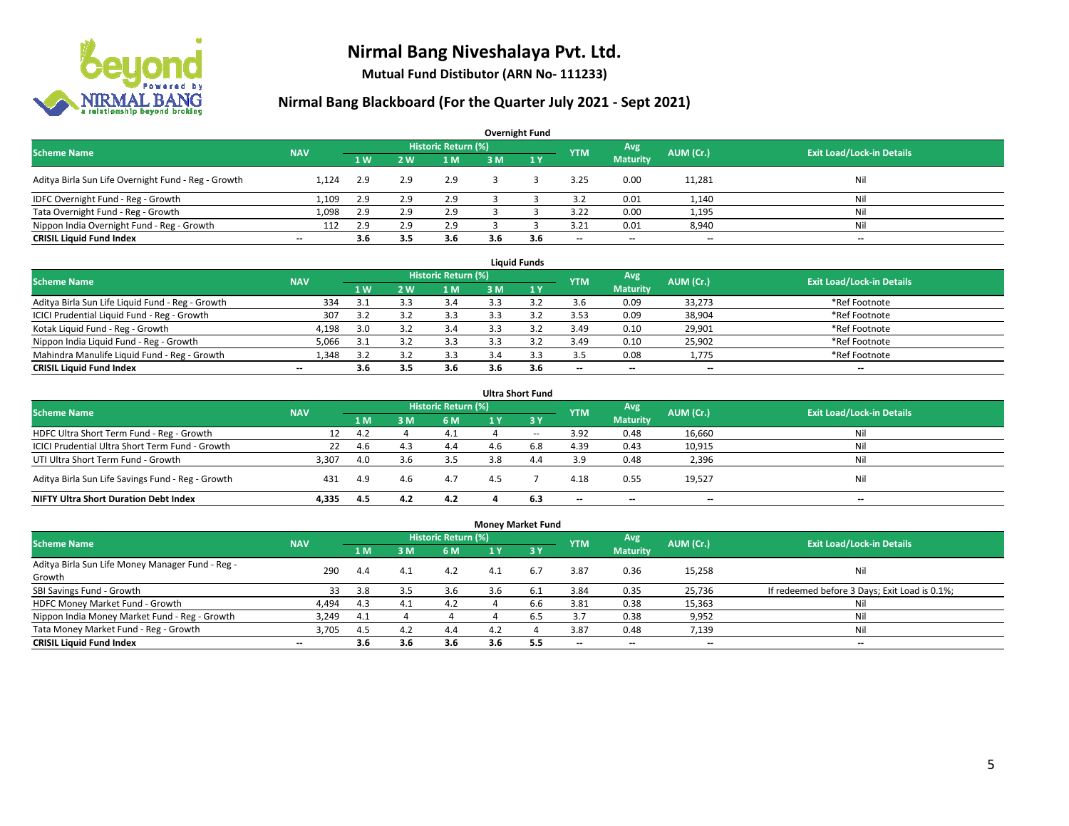# Nirmal Bang Niveshalaya Pvt. Ltd.

**Mutual Fund Distibutor (ARN No- 111233)**

## Nirmal Bang Blackboard (For the Quarter July 2021 - Sept 2021)

### Overnight Fund

| Scheme Name | NAV | Historic Return (%) | | | | | YTM | Avg Maturity | AUM (Cr.) | Exit Load/Lock-in Details |
|---|---|---|---|---|---|---|---|---|---|---|
| | | 1 W | 2 W | 1 M | 3 M | 1 Y | | | | |
| Aditya Birla Sun Life Overnight Fund - Reg - Growth | 1,124 | 2.9 | 2.9 | 2.9 | 3 | 3 | 3.25 | 0.00 | 11,281 | Nil |
| IDFC Overnight Fund - Reg - Growth | 1,109 | 2.9 | 2.9 | 2.9 | 3 | 3 | 3.2 | 0.01 | 1,140 | Nil |
| Tata Overnight Fund - Reg - Growth | 1,098 | 2.9 | 2.9 | 2.9 | 3 | 3 | 3.22 | 0.00 | 1,195 | Nil |
| Nippon India Overnight Fund - Reg - Growth | 112 | 2.9 | 2.9 | 2.9 | 3 | 3 | 3.21 | 0.01 | 8,940 | Nil |
| **CRISIL Liquid Fund Index** | -- | **3.6** | **3.5** | **3.6** | **3.6** | **3.6** | -- | -- | -- | -- |

### Liquid Funds

| Scheme Name | NAV | Historic Return (%) | | | | | YTM | Avg Maturity | AUM (Cr.) | Exit Load/Lock-in Details |
|---|---|---|---|---|---|---|---|---|---|---|
| | | 1 W | 2 W | 1 M | 3 M | 1 Y | | | | |
| Aditya Birla Sun Life Liquid Fund - Reg - Growth | 334 | 3.1 | 3.3 | 3.4 | 3.3 | 3.2 | 3.6 | 0.09 | 33,273 | *Ref Footnote |
| ICICI Prudential Liquid Fund - Reg - Growth | 307 | 3.2 | 3.2 | 3.3 | 3.3 | 3.2 | 3.53 | 0.09 | 38,904 | *Ref Footnote |
| Kotak Liquid Fund - Reg - Growth | 4,198 | 3.0 | 3.2 | 3.4 | 3.3 | 3.2 | 3.49 | 0.10 | 29,901 | *Ref Footnote |
| Nippon India Liquid Fund - Reg - Growth | 5,066 | 3.1 | 3.2 | 3.3 | 3.3 | 3.2 | 3.49 | 0.10 | 25,902 | *Ref Footnote |
| Mahindra Manulife Liquid Fund - Reg - Growth | 1,348 | 3.2 | 3.2 | 3.3 | 3.4 | 3.3 | 3.5 | 0.08 | 1,775 | *Ref Footnote |
| **CRISIL Liquid Fund Index** | -- | **3.6** | **3.5** | **3.6** | **3.6** | **3.6** | -- | -- | -- | -- |

### Ultra Short Fund

| Scheme Name | NAV | Historic Return (%) | | | | | YTM | Avg Maturity | AUM (Cr.) | Exit Load/Lock-in Details |
|---|---|---|---|---|---|---|---|---|---|---|
| | | 1 M | 3 M | 6 M | 1 Y | 3 Y | | | | |
| HDFC Ultra Short Term Fund - Reg - Growth | 12 | 4.2 | 4 | 4.1 | 4 | -- | 3.92 | 0.48 | 16,660 | Nil |
| ICICI Prudential Ultra Short Term Fund - Growth | 22 | 4.6 | 4.3 | 4.4 | 4.6 | 6.8 | 4.39 | 0.43 | 10,915 | Nil |
| UTI Ultra Short Term Fund - Growth | 3,307 | 4.0 | 3.6 | 3.5 | 3.8 | 4.4 | 3.9 | 0.48 | 2,396 | Nil |
| Aditya Birla Sun Life Savings Fund - Reg - Growth | 431 | 4.9 | 4.6 | 4.7 | 4.5 | 7 | 4.18 | 0.55 | 19,527 | Nil |
| **NIFTY Ultra Short Duration Debt Index** | **4,335** | **4.5** | **4.2** | **4.2** | **4** | **6.3** | -- | -- | -- | -- |

### Money Market Fund

| Scheme Name | NAV | Historic Return (%) | | | | | YTM | Avg Maturity | AUM (Cr.) | Exit Load/Lock-in Details |
|---|---|---|---|---|---|---|---|---|---|---|
| | | 1 M | 3 M | 6 M | 1 Y | 3 Y | | | | |
| Aditya Birla Sun Life Money Manager Fund - Reg - Growth | 290 | 4.4 | 4.1 | 4.2 | 4.1 | 6.7 | 3.87 | 0.36 | 15,258 | Nil |
| SBI Savings Fund - Growth | 33 | 3.8 | 3.5 | 3.6 | 3.6 | 6.1 | 3.84 | 0.35 | 25,736 | If redeemed before 3 Days; Exit Load is 0.1%; |
| HDFC Money Market Fund - Growth | 4,494 | 4.3 | 4.1 | 4.2 | 4 | 6.6 | 3.81 | 0.38 | 15,363 | Nil |
| Nippon India Money Market Fund - Reg - Growth | 3,249 | 4.1 | 4 | 4 | 4 | 6.5 | 3.7 | 0.38 | 9,952 | Nil |
| Tata Money Market Fund - Reg - Growth | 3,705 | 4.5 | 4.2 | 4.4 | 4.2 | 4 | 3.87 | 0.48 | 7,139 | Nil |
| **CRISIL Liquid Fund Index** | -- | **3.6** | **3.6** | **3.6** | **3.6** | **5.5** | -- | -- | -- | -- |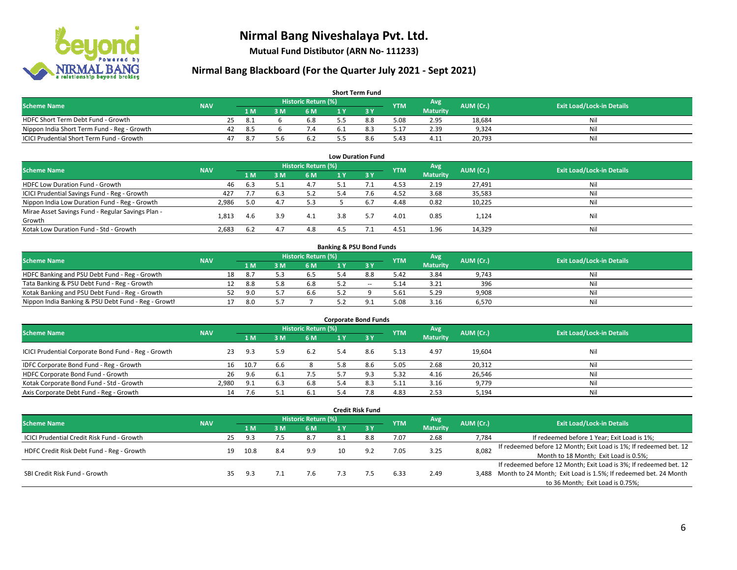# Nirmal Bang Niveshalaya Pvt. Ltd.

**Mutual Fund Distibutor (ARN No- 111233)**

## Nirmal Bang Blackboard (For the Quarter July 2021 - Sept 2021)

### Short Term Fund

| Scheme Name | NAV | Historic Return (%) | | | | | YTM | Avg Maturity | AUM (Cr.) | Exit Load/Lock-in Details |
|---|---|---|---|---|---|---|---|---|---|---|
| | | 1 M | 3 M | 6 M | 1 Y | 3 Y | | | | |
| HDFC Short Term Debt Fund - Growth | 25 | 8.1 | 6 | 6.8 | 5.5 | 8.8 | 5.08 | 2.95 | 18,684 | Nil |
| Nippon India Short Term Fund - Reg - Growth | 42 | 8.5 | 6 | 7.4 | 6.1 | 8.3 | 5.17 | 2.39 | 9,324 | Nil |
| ICICI Prudential Short Term Fund - Growth | 47 | 8.7 | 5.6 | 6.2 | 5.5 | 8.6 | 5.43 | 4.11 | 20,793 | Nil |

### Low Duration Fund

| Scheme Name | NAV | Historic Return (%) | | | | | YTM | Avg Maturity | AUM (Cr.) | Exit Load/Lock-in Details |
|---|---|---|---|---|---|---|---|---|---|---|
| | | 1 M | 3 M | 6 M | 1 Y | 3 Y | | | | |
| HDFC Low Duration Fund - Growth | 46 | 6.3 | 5.1 | 4.7 | 5.1 | 7.1 | 4.53 | 2.19 | 27,491 | Nil |
| ICICI Prudential Savings Fund - Reg - Growth | 427 | 7.7 | 6.3 | 5.2 | 5.4 | 7.6 | 4.52 | 3.68 | 35,583 | Nil |
| Nippon India Low Duration Fund - Reg - Growth | 2,986 | 5.0 | 4.7 | 5.3 | 5 | 6.7 | 4.48 | 0.82 | 10,225 | Nil |
| Mirae Asset Savings Fund - Regular Savings Plan - Growth | 1,813 | 4.6 | 3.9 | 4.1 | 3.8 | 5.7 | 4.01 | 0.85 | 1,124 | Nil |
| Kotak Low Duration Fund - Std - Growth | 2,683 | 6.2 | 4.7 | 4.8 | 4.5 | 7.1 | 4.51 | 1.96 | 14,329 | Nil |

### Banking & PSU Bond Funds

| Scheme Name | NAV | Historic Return (%) | | | | | YTM | Avg Maturity | AUM (Cr.) | Exit Load/Lock-in Details |
|---|---|---|---|---|---|---|---|---|---|---|
| | | 1 M | 3 M | 6 M | 1 Y | 3 Y | | | | |
| HDFC Banking and PSU Debt Fund - Reg - Growth | 18 | 8.7 | 5.3 | 6.5 | 5.4 | 8.8 | 5.42 | 3.84 | 9,743 | Nil |
| Tata Banking & PSU Debt Fund - Reg - Growth | 12 | 8.8 | 5.8 | 6.8 | 5.2 | -- | 5.14 | 3.21 | 396 | Nil |
| Kotak Banking and PSU Debt Fund - Reg - Growth | 52 | 9.0 | 5.7 | 6.6 | 5.2 | 9 | 5.61 | 5.29 | 9,908 | Nil |
| Nippon India Banking & PSU Debt Fund - Reg - Growth | 17 | 8.0 | 5.7 | 7 | 5.2 | 9.1 | 5.08 | 3.16 | 6,570 | Nil |

### Corporate Bond Funds

| Scheme Name | NAV | Historic Return (%) | | | | | YTM | Avg Maturity | AUM (Cr.) | Exit Load/Lock-in Details |
|---|---|---|---|---|---|---|---|---|---|---|
| | | 1 M | 3 M | 6 M | 1 Y | 3 Y | | | | |
| ICICI Prudential Corporate Bond Fund - Reg - Growth | 23 | 9.3 | 5.9 | 6.2 | 5.4 | 8.6 | 5.13 | 4.97 | 19,604 | Nil |
| IDFC Corporate Bond Fund - Reg - Growth | 16 | 10.7 | 6.6 | 8 | 5.8 | 8.6 | 5.05 | 2.68 | 20,312 | Nil |
| HDFC Corporate Bond Fund - Growth | 26 | 9.6 | 6.1 | 7.5 | 5.7 | 9.3 | 5.32 | 4.16 | 26,546 | Nil |
| Kotak Corporate Bond Fund - Std - Growth | 2,980 | 9.1 | 6.3 | 6.8 | 5.4 | 8.3 | 5.11 | 3.16 | 9,779 | Nil |
| Axis Corporate Debt Fund - Reg - Growth | 14 | 7.6 | 5.1 | 6.1 | 5.4 | 7.8 | 4.83 | 2.53 | 5,194 | Nil |

### Credit Risk Fund

| Scheme Name | NAV | Historic Return (%) | | | | | YTM | Avg Maturity | AUM (Cr.) | Exit Load/Lock-in Details |
|---|---|---|---|---|---|---|---|---|---|---|
| | | 1 M | 3 M | 6 M | 1 Y | 3 Y | | | | |
| ICICI Prudential Credit Risk Fund - Growth | 25 | 9.3 | 7.5 | 8.7 | 8.1 | 8.8 | 7.07 | 2.68 | 7,784 | If redeemed before 1 Year; Exit Load is 1%; |
| HDFC Credit Risk Debt Fund - Reg - Growth | 19 | 10.8 | 8.4 | 9.9 | 10 | 9.2 | 7.05 | 3.25 | 8,082 | If redeemed before 12 Month; Exit Load is 1%; If redeemed bet. 12 Month to 18 Month; Exit Load is 0.5%; |
| SBI Credit Risk Fund - Growth | 35 | 9.3 | 7.1 | 7.6 | 7.3 | 7.5 | 6.33 | 2.49 | 3,488 | If redeemed before 12 Month; Exit Load is 3%; If redeemed bet. 12 Month to 24 Month; Exit Load is 1.5%; If redeemed bet. 24 Month to 36 Month; Exit Load is 0.75%; |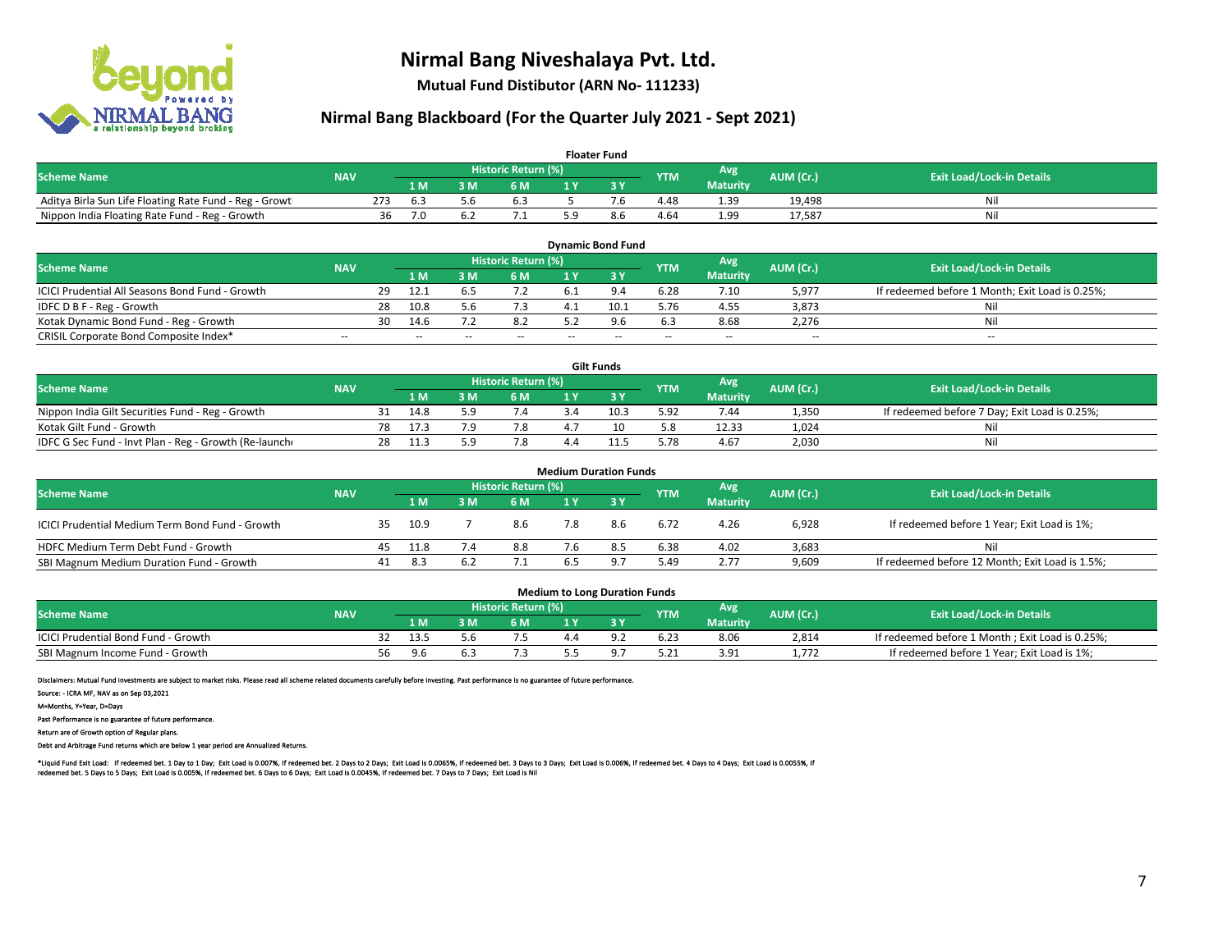# Nirmal Bang Niveshalaya Pvt. Ltd.

**Mutual Fund Distibutor (ARN No- 111233)**

## Nirmal Bang Blackboard (For the Quarter July 2021 - Sept 2021)

### Floater Fund

| Scheme Name | NAV | Historic Return (%) | | | | | YTM | Avg Maturity | AUM (Cr.) | Exit Load/Lock-in Details |
|---|---|---|---|---|---|---|---|---|---|---|
| | | 1 M | 3 M | 6 M | 1 Y | 3 Y | | | | |
| Aditya Birla Sun Life Floating Rate Fund - Reg - Growt | 273 | 6.3 | 5.6 | 6.3 | 5 | 7.6 | 4.48 | 1.39 | 19,498 | Nil |
| Nippon India Floating Rate Fund - Reg - Growth | 36 | 7.0 | 6.2 | 7.1 | 5.9 | 8.6 | 4.64 | 1.99 | 17,587 | Nil |

### Dynamic Bond Fund

| Scheme Name | NAV | Historic Return (%) | | | | | YTM | Avg Maturity | AUM (Cr.) | Exit Load/Lock-in Details |
|---|---|---|---|---|---|---|---|---|---|---|
| | | 1 M | 3 M | 6 M | 1 Y | 3 Y | | | | |
| ICICI Prudential All Seasons Bond Fund - Growth | 29 | 12.1 | 6.5 | 7.2 | 6.1 | 9.4 | 6.28 | 7.10 | 5,977 | If redeemed before 1 Month; Exit Load is 0.25%; |
| IDFC D B F - Reg - Growth | 28 | 10.8 | 5.6 | 7.3 | 4.1 | 10.1 | 5.76 | 4.55 | 3,873 | Nil |
| Kotak Dynamic Bond Fund - Reg - Growth | 30 | 14.6 | 7.2 | 8.2 | 5.2 | 9.6 | 6.3 | 8.68 | 2,276 | Nil |
| CRISIL Corporate Bond Composite Index* | -- | -- | -- | -- | -- | -- | -- | -- | -- | -- |

### Gilt Funds

| Scheme Name | NAV | Historic Return (%) | | | | | YTM | Avg Maturity | AUM (Cr.) | Exit Load/Lock-in Details |
|---|---|---|---|---|---|---|---|---|---|---|
| | | 1 M | 3 M | 6 M | 1 Y | 3 Y | | | | |
| Nippon India Gilt Securities Fund - Reg - Growth | 31 | 14.8 | 5.9 | 7.4 | 3.4 | 10.3 | 5.92 | 7.44 | 1,350 | If redeemed before 7 Day; Exit Load is 0.25%; |
| Kotak Gilt Fund - Growth | 78 | 17.3 | 7.9 | 7.8 | 4.7 | 10 | 5.8 | 12.33 | 1,024 | Nil |
| IDFC G Sec Fund - Invt Plan - Reg - Growth (Re-launch | 28 | 11.3 | 5.9 | 7.8 | 4.4 | 11.5 | 5.78 | 4.67 | 2,030 | Nil |

### Medium Duration Funds

| Scheme Name | NAV | Historic Return (%) | | | | | YTM | Avg Maturity | AUM (Cr.) | Exit Load/Lock-in Details |
|---|---|---|---|---|---|---|---|---|---|---|
| | | 1 M | 3 M | 6 M | 1 Y | 3 Y | | | | |
| ICICI Prudential Medium Term Bond Fund - Growth | 35 | 10.9 | 7 | 8.6 | 7.8 | 8.6 | 6.72 | 4.26 | 6,928 | If redeemed before 1 Year; Exit Load is 1%; |
| HDFC Medium Term Debt Fund - Growth | 45 | 11.8 | 7.4 | 8.8 | 7.6 | 8.5 | 6.38 | 4.02 | 3,683 | Nil |
| SBI Magnum Medium Duration Fund - Growth | 41 | 8.3 | 6.2 | 7.1 | 6.5 | 9.7 | 5.49 | 2.77 | 9,609 | If redeemed before 12 Month; Exit Load is 1.5%; |

### Medium to Long Duration Funds

| Scheme Name | NAV | Historic Return (%) | | | | | YTM | Avg Maturity | AUM (Cr.) | Exit Load/Lock-in Details |
|---|---|---|---|---|---|---|---|---|---|---|
| | | 1 M | 3 M | 6 M | 1 Y | 3 Y | | | | |
| ICICI Prudential Bond Fund - Growth | 32 | 13.5 | 5.6 | 7.5 | 4.4 | 9.2 | 6.23 | 8.06 | 2,814 | If redeemed before 1 Month ; Exit Load is 0.25%; |
| SBI Magnum Income Fund - Growth | 56 | 9.6 | 6.3 | 7.3 | 5.5 | 9.7 | 5.21 | 3.91 | 1,772 | If redeemed before 1 Year; Exit Load is 1%; |

Disclaimers: Mutual Fund investments are subject to market risks. Please read all scheme related documents carefully before investing. Past performance is no guarantee of future performance.

Source: - ICRA MF, NAV as on Sep 03,2021

M=Months, Y=Year, D=Days

Past Performance is no guarantee of future performance.

Return are of Growth option of Regular plans.

Debt and Arbitrage Fund returns which are below 1 year period are Annualized Returns.

*Liquid Fund Exit Load: If redeemed bet. 1 Day to 1 Day; Exit Load is 0.007%, If redeemed bet. 2 Days to 2 Days; Exit Load is 0.0065%, If redeemed bet. 3 Days to 3 Days; Exit Load is 0.006%, If redeemed bet. 4 Days to 4 Days; Exit Load is 0.0055%, If redeemed bet. 5 Days to 5 Days; Exit Load is 0.005%, If redeemed bet. 6 Days to 6 Days; Exit Load is 0.0045%, If redeemed bet. 7 Days to 7 Days; Exit Load is Nil